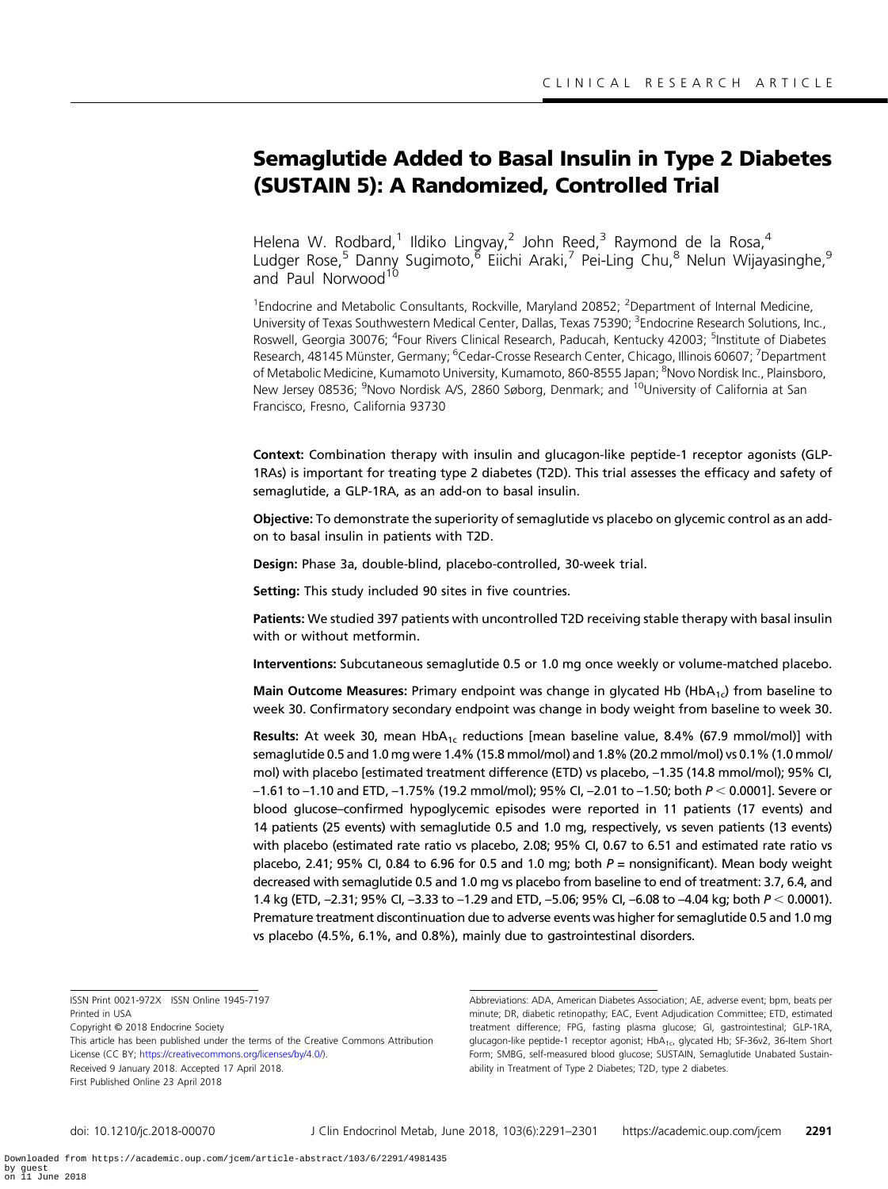# Semaglutide Added to Basal Insulin in Type 2 Diabetes (SUSTAIN 5): A Randomized, Controlled Trial

Helena W. Rodbard,[1] Ildiko Lingvay,[2] John Reed,[3] Raymond de la Rosa,[4] Ludger Rose,[5] Danny Sugimoto,[6] Eiichi Araki,[7] Pei-Ling Chu,[8] Nelun Wijayasinghe,[9] and Paul Norwood[10]

[1]Endocrine and Metabolic Consultants, Rockville, Maryland 20852; [2]Department of Internal Medicine, University of Texas Southwestern Medical Center, Dallas, Texas 75390; [3]Endocrine Research Solutions, Inc., Roswell, Georgia 30076; [4]Four Rivers Clinical Research, Paducah, Kentucky 42003; [5]Institute of Diabetes Research, 48145 Münster, Germany; [6]Cedar-Crosse Research Center, Chicago, Illinois 60607; [7]Department of Metabolic Medicine, Kumamoto University, Kumamoto, 860-8555 Japan; [8]Novo Nordisk Inc., Plainsboro, New Jersey 08536; [9]Novo Nordisk A/S, 2860 Søborg, Denmark; and [10]University of California at San Francisco, Fresno, California 93730

**Context:** Combination therapy with insulin and glucagon-like peptide-1 receptor agonists (GLP-1RAs) is important for treating type 2 diabetes (T2D). This trial assesses the efficacy and safety of semaglutide, a GLP-1RA, as an add-on to basal insulin.

**Objective:** To demonstrate the superiority of semaglutide vs placebo on glycemic control as an add-on to basal insulin in patients with T2D.

**Design:** Phase 3a, double-blind, placebo-controlled, 30-week trial.

**Setting:** This study included 90 sites in five countries.

**Patients:** We studied 397 patients with uncontrolled T2D receiving stable therapy with basal insulin with or without metformin.

**Interventions:** Subcutaneous semaglutide 0.5 or 1.0 mg once weekly or volume-matched placebo.

**Main Outcome Measures:** Primary endpoint was change in glycated Hb ($HbA_{1c}$) from baseline to week 30. Confirmatory secondary endpoint was change in body weight from baseline to week 30.

**Results:** At week 30, mean $HbA_{1c}$ reductions [mean baseline value, 8.4% (67.9 mmol/mol)] with semaglutide 0.5 and 1.0 mg were 1.4% (15.8 mmol/mol) and 1.8% (20.2 mmol/mol) vs 0.1% (1.0 mmol/mol) with placebo [estimated treatment difference (ETD) vs placebo, –1.35 (14.8 mmol/mol); 95% CI, –1.61 to –1.10 and ETD, –1.75% (19.2 mmol/mol); 95% CI, –2.01 to –1.50; both $P < 0.0001$]. Severe or blood glucose–confirmed hypoglycemic episodes were reported in 11 patients (17 events) and 14 patients (25 events) with semaglutide 0.5 and 1.0 mg, respectively, vs seven patients (13 events) with placebo (estimated rate ratio vs placebo, 2.08; 95% CI, 0.67 to 6.51 and estimated rate ratio vs placebo, 2.41; 95% CI, 0.84 to 6.96 for 0.5 and 1.0 mg; both $P$ = nonsignificant). Mean body weight decreased with semaglutide 0.5 and 1.0 mg vs placebo from baseline to end of treatment: 3.7, 6.4, and 1.4 kg (ETD, –2.31; 95% CI, –3.33 to –1.29 and ETD, –5.06; 95% CI, –6.08 to –4.04 kg; both $P < 0.0001$). Premature treatment discontinuation due to adverse events was higher for semaglutide 0.5 and 1.0 mg vs placebo (4.5%, 6.1%, and 0.8%), mainly due to gastrointestinal disorders.

ISSN Print 0021-972X ISSN Online 1945-7197
Printed in USA
Copyright © 2018 Endocrine Society
This article has been published under the terms of the Creative Commons Attribution License (CC BY; https://creativecommons.org/licenses/by/4.0/).
Received 9 January 2018. Accepted 17 April 2018.
First Published Online 23 April 2018

Abbreviations: ADA, American Diabetes Association; AE, adverse event; bpm, beats per minute; DR, diabetic retinopathy; EAC, Event Adjudication Committee; ETD, estimated treatment difference; FPG, fasting plasma glucose; GI, gastrointestinal; GLP-1RA, glucagon-like peptide-1 receptor agonist; $HbA_{1c}$, glycated Hb; SF-36v2, 36-Item Short Form; SMBG, self-measured blood glucose; SUSTAIN, Semaglutide Unabated Sustainability in Treatment of Type 2 Diabetes; T2D, type 2 diabetes.

doi: 10.1210/jc.2018-00070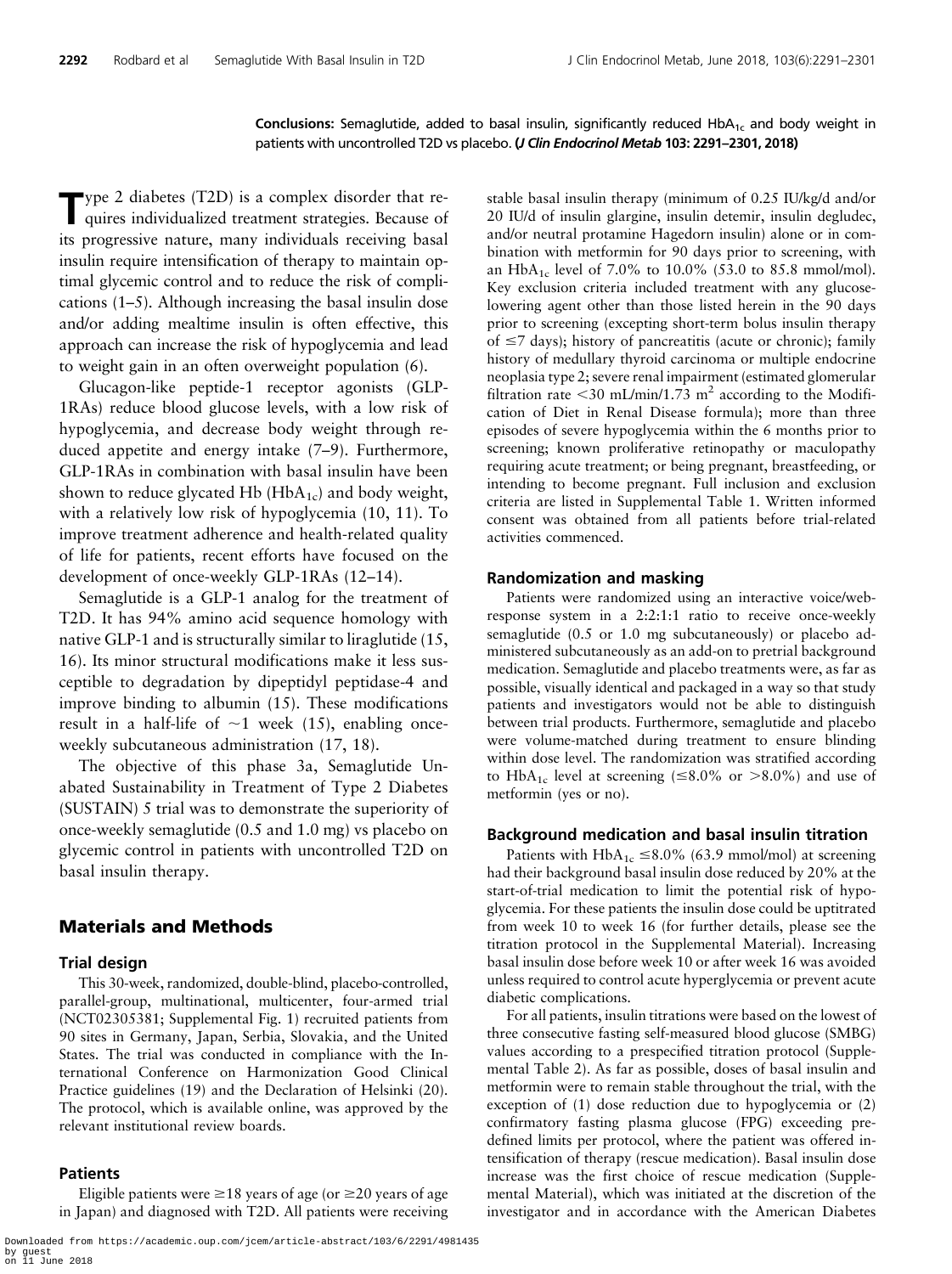**Conclusions:** Semaglutide, added to basal insulin, significantly reduced $HbA_{1c}$ and body weight in patients with uncontrolled T2D vs placebo. (*J Clin Endocrinol Metab* **103:** 2291–2301, 2018)

Type 2 diabetes (T2D) is a complex disorder that requires individualized treatment strategies. Because of its progressive nature, many individuals receiving basal insulin require intensification of therapy to maintain optimal glycemic control and to reduce the risk of complications (1–5). Although increasing the basal insulin dose and/or adding mealtime insulin is often effective, this approach can increase the risk of hypoglycemia and lead to weight gain in an often overweight population (6).

Glucagon-like peptide-1 receptor agonists (GLP-1RAs) reduce blood glucose levels, with a low risk of hypoglycemia, and decrease body weight through reduced appetite and energy intake (7–9). Furthermore, GLP-1RAs in combination with basal insulin have been shown to reduce glycated Hb ($HbA_{1c}$) and body weight, with a relatively low risk of hypoglycemia (10, 11). To improve treatment adherence and health-related quality of life for patients, recent efforts have focused on the development of once-weekly GLP-1RAs (12–14).

Semaglutide is a GLP-1 analog for the treatment of T2D. It has 94% amino acid sequence homology with native GLP-1 and is structurally similar to liraglutide (15, 16). Its minor structural modifications make it less susceptible to degradation by dipeptidyl peptidase-4 and improve binding to albumin (15). These modifications result in a half-life of ~1 week (15), enabling once-weekly subcutaneous administration (17, 18).

The objective of this phase 3a, Semaglutide Unabated Sustainability in Treatment of Type 2 Diabetes (SUSTAIN) 5 trial was to demonstrate the superiority of once-weekly semaglutide (0.5 and 1.0 mg) vs placebo on glycemic control in patients with uncontrolled T2D on basal insulin therapy.

## Materials and Methods

### Trial design

This 30-week, randomized, double-blind, placebo-controlled, parallel-group, multinational, multicenter, four-armed trial (NCT02305381; Supplemental Fig. 1) recruited patients from 90 sites in Germany, Japan, Serbia, Slovakia, and the United States. The trial was conducted in compliance with the International Conference on Harmonization Good Clinical Practice guidelines (19) and the Declaration of Helsinki (20). The protocol, which is available online, was approved by the relevant institutional review boards.

### Patients

Eligible patients were ≥18 years of age (or ≥20 years of age in Japan) and diagnosed with T2D. All patients were receiving stable basal insulin therapy (minimum of 0.25 IU/kg/d and/or 20 IU/d of insulin glargine, insulin detemir, insulin degludec, and/or neutral protamine Hagedorn insulin) alone or in combination with metformin for 90 days prior to screening, with an $HbA_{1c}$ level of 7.0% to 10.0% (53.0 to 85.8 mmol/mol). Key exclusion criteria included treatment with any glucose-lowering agent other than those listed herein in the 90 days prior to screening (excepting short-term bolus insulin therapy of ≤7 days); history of pancreatitis (acute or chronic); family history of medullary thyroid carcinoma or multiple endocrine neoplasia type 2; severe renal impairment (estimated glomerular filtration rate <30 mL/min/1.73 $m^2$ according to the Modification of Diet in Renal Disease formula); more than three episodes of severe hypoglycemia within the 6 months prior to screening; known proliferative retinopathy or maculopathy requiring acute treatment; or being pregnant, breastfeeding, or intending to become pregnant. Full inclusion and exclusion criteria are listed in Supplemental Table 1. Written informed consent was obtained from all patients before trial-related activities commenced.

### Randomization and masking

Patients were randomized using an interactive voice/web-response system in a 2:2:1:1 ratio to receive once-weekly semaglutide (0.5 or 1.0 mg subcutaneously) or placebo administered subcutaneously as an add-on to pretrial background medication. Semaglutide and placebo treatments were, as far as possible, visually identical and packaged in a way so that study patients and investigators would not be able to distinguish between trial products. Furthermore, semaglutide and placebo were volume-matched during treatment to ensure blinding within dose level. The randomization was stratified according to $HbA_{1c}$ level at screening (≤8.0% or >8.0%) and use of metformin (yes or no).

### Background medication and basal insulin titration

Patients with $HbA_{1c}$ ≤8.0% (63.9 mmol/mol) at screening had their background basal insulin dose reduced by 20% at the start-of-trial medication to limit the potential risk of hypoglycemia. For these patients the insulin dose could be uptitrated from week 10 to week 16 (for further details, please see the titration protocol in the Supplemental Material). Increasing basal insulin dose before week 10 or after week 16 was avoided unless required to control acute hyperglycemia or prevent acute diabetic complications.

For all patients, insulin titrations were based on the lowest of three consecutive fasting self-measured blood glucose (SMBG) values according to a prespecified titration protocol (Supplemental Table 2). As far as possible, doses of basal insulin and metformin were to remain stable throughout the trial, with the exception of (1) dose reduction due to hypoglycemia or (2) confirmatory fasting plasma glucose (FPG) exceeding predefined limits per protocol, where the patient was offered intensification of therapy (rescue medication). Basal insulin dose increase was the first choice of rescue medication (Supplemental Material), which was initiated at the discretion of the investigator and in accordance with the American Diabetes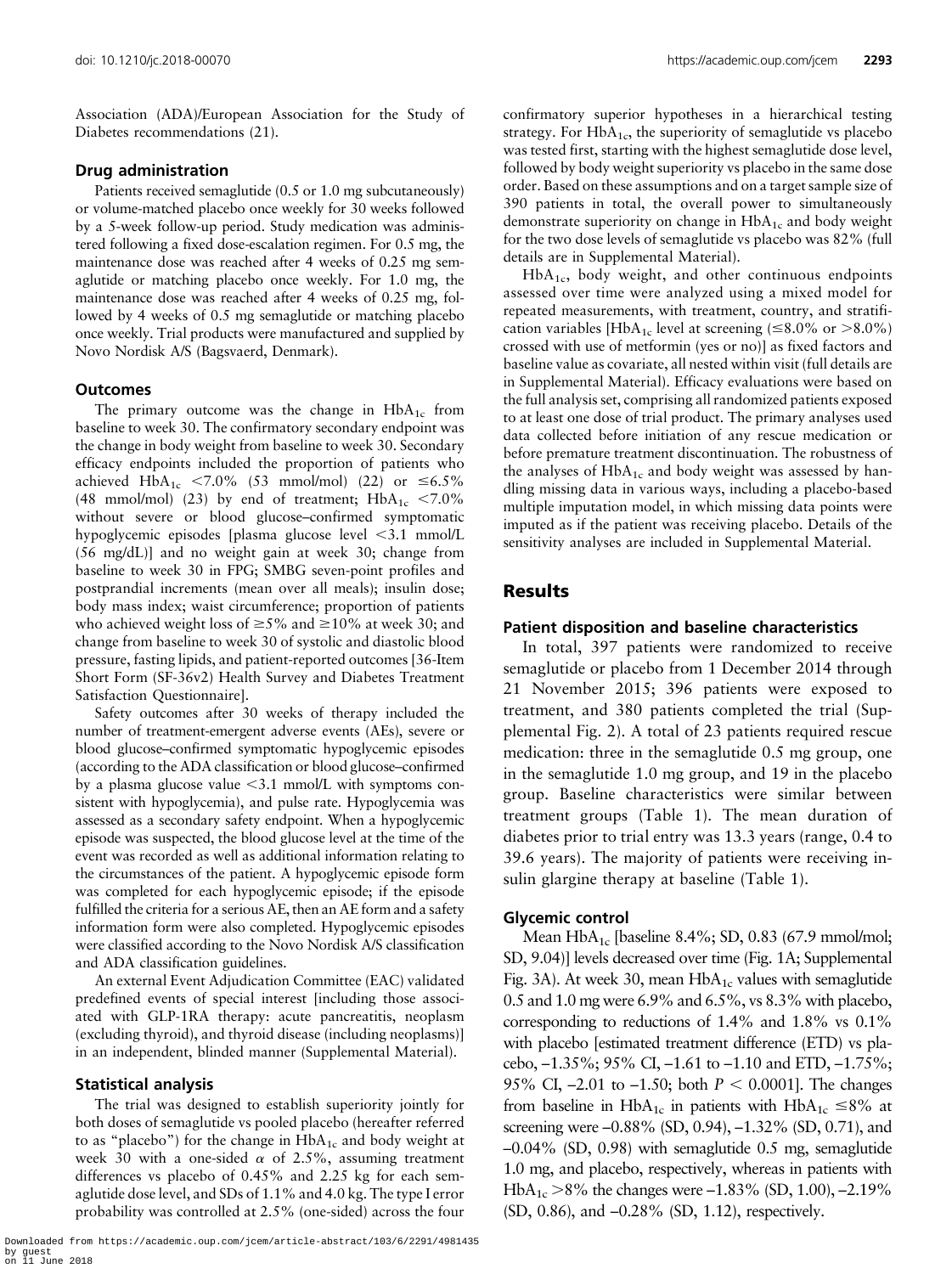Association (ADA)/European Association for the Study of Diabetes recommendations (21).

### Drug administration

Patients received semaglutide (0.5 or 1.0 mg subcutaneously) or volume-matched placebo once weekly for 30 weeks followed by a 5-week follow-up period. Study medication was administered following a fixed dose-escalation regimen. For 0.5 mg, the maintenance dose was reached after 4 weeks of 0.25 mg semaglutide or matching placebo once weekly. For 1.0 mg, the maintenance dose was reached after 4 weeks of 0.25 mg, followed by 4 weeks of 0.5 mg semaglutide or matching placebo once weekly. Trial products were manufactured and supplied by Novo Nordisk A/S (Bagsvaerd, Denmark).

### Outcomes

The primary outcome was the change in $HbA_{1c}$ from baseline to week 30. The confirmatory secondary endpoint was the change in body weight from baseline to week 30. Secondary efficacy endpoints included the proportion of patients who achieved $HbA_{1c}$ <7.0% (53 mmol/mol) (22) or ≤6.5% (48 mmol/mol) (23) by end of treatment; $HbA_{1c}$ <7.0% without severe or blood glucose–confirmed symptomatic hypoglycemic episodes [plasma glucose level <3.1 mmol/L (56 mg/dL)] and no weight gain at week 30; change from baseline to week 30 in FPG; SMBG seven-point profiles and postprandial increments (mean over all meals); insulin dose; body mass index; waist circumference; proportion of patients who achieved weight loss of ≥5% and ≥10% at week 30; and change from baseline to week 30 of systolic and diastolic blood pressure, fasting lipids, and patient-reported outcomes [36-Item Short Form (SF-36v2) Health Survey and Diabetes Treatment Satisfaction Questionnaire].

Safety outcomes after 30 weeks of therapy included the number of treatment-emergent adverse events (AEs), severe or blood glucose–confirmed symptomatic hypoglycemic episodes (according to the ADA classification or blood glucose–confirmed by a plasma glucose value <3.1 mmol/L with symptoms consistent with hypoglycemia), and pulse rate. Hypoglycemia was assessed as a secondary safety endpoint. When a hypoglycemic episode was suspected, the blood glucose level at the time of the event was recorded as well as additional information relating to the circumstances of the patient. A hypoglycemic episode form was completed for each hypoglycemic episode; if the episode fulfilled the criteria for a serious AE, then an AE form and a safety information form were also completed. Hypoglycemic episodes were classified according to the Novo Nordisk A/S classification and ADA classification guidelines.

An external Event Adjudication Committee (EAC) validated predefined events of special interest [including those associated with GLP-1RA therapy: acute pancreatitis, neoplasm (excluding thyroid), and thyroid disease (including neoplasms)] in an independent, blinded manner (Supplemental Material).

### Statistical analysis

The trial was designed to establish superiority jointly for both doses of semaglutide vs pooled placebo (hereafter referred to as "placebo") for the change in $HbA_{1c}$ and body weight at week 30 with a one-sided $\alpha$ of 2.5%, assuming treatment differences vs placebo of 0.45% and 2.25 kg for each semaglutide dose level, and SDs of 1.1% and 4.0 kg. The type I error probability was controlled at 2.5% (one-sided) across the four confirmatory superior hypotheses in a hierarchical testing strategy. For $HbA_{1c}$, the superiority of semaglutide vs placebo was tested first, starting with the highest semaglutide dose level, followed by body weight superiority vs placebo in the same dose order. Based on these assumptions and on a target sample size of 390 patients in total, the overall power to simultaneously demonstrate superiority on change in $HbA_{1c}$ and body weight for the two dose levels of semaglutide vs placebo was 82% (full details are in Supplemental Material).

$HbA_{1c}$, body weight, and other continuous endpoints assessed over time were analyzed using a mixed model for repeated measurements, with treatment, country, and stratification variables [$HbA_{1c}$ level at screening (≤8.0% or >8.0%) crossed with use of metformin (yes or no)] as fixed factors and baseline value as covariate, all nested within visit (full details are in Supplemental Material). Efficacy evaluations were based on the full analysis set, comprising all randomized patients exposed to at least one dose of trial product. The primary analyses used data collected before initiation of any rescue medication or before premature treatment discontinuation. The robustness of the analyses of $HbA_{1c}$ and body weight was assessed by handling missing data in various ways, including a placebo-based multiple imputation model, in which missing data points were imputed as if the patient was receiving placebo. Details of the sensitivity analyses are included in Supplemental Material.

## Results

### Patient disposition and baseline characteristics

In total, 397 patients were randomized to receive semaglutide or placebo from 1 December 2014 through 21 November 2015; 396 patients were exposed to treatment, and 380 patients completed the trial (Supplemental Fig. 2). A total of 23 patients required rescue medication: three in the semaglutide 0.5 mg group, one in the semaglutide 1.0 mg group, and 19 in the placebo group. Baseline characteristics were similar between treatment groups (Table 1). The mean duration of diabetes prior to trial entry was 13.3 years (range, 0.4 to 39.6 years). The majority of patients were receiving insulin glargine therapy at baseline (Table 1).

### Glycemic control

Mean $HbA_{1c}$ [baseline 8.4%; SD, 0.83 (67.9 mmol/mol; SD, 9.04)] levels decreased over time (Fig. 1A; Supplemental Fig. 3A). At week 30, mean $HbA_{1c}$ values with semaglutide 0.5 and 1.0 mg were 6.9% and 6.5%, vs 8.3% with placebo, corresponding to reductions of 1.4% and 1.8% vs 0.1% with placebo [estimated treatment difference (ETD) vs placebo, –1.35%; 95% CI, –1.61 to –1.10 and ETD, –1.75%; 95% CI, –2.01 to –1.50; both $P < 0.0001$]. The changes from baseline in $HbA_{1c}$ in patients with $HbA_{1c}$ ≤8% at screening were –0.88% (SD, 0.94), –1.32% (SD, 0.71), and –0.04% (SD, 0.98) with semaglutide 0.5 mg, semaglutide 1.0 mg, and placebo, respectively, whereas in patients with $HbA_{1c}$ >8% the changes were –1.83% (SD, 1.00), –2.19% (SD, 0.86), and –0.28% (SD, 1.12), respectively.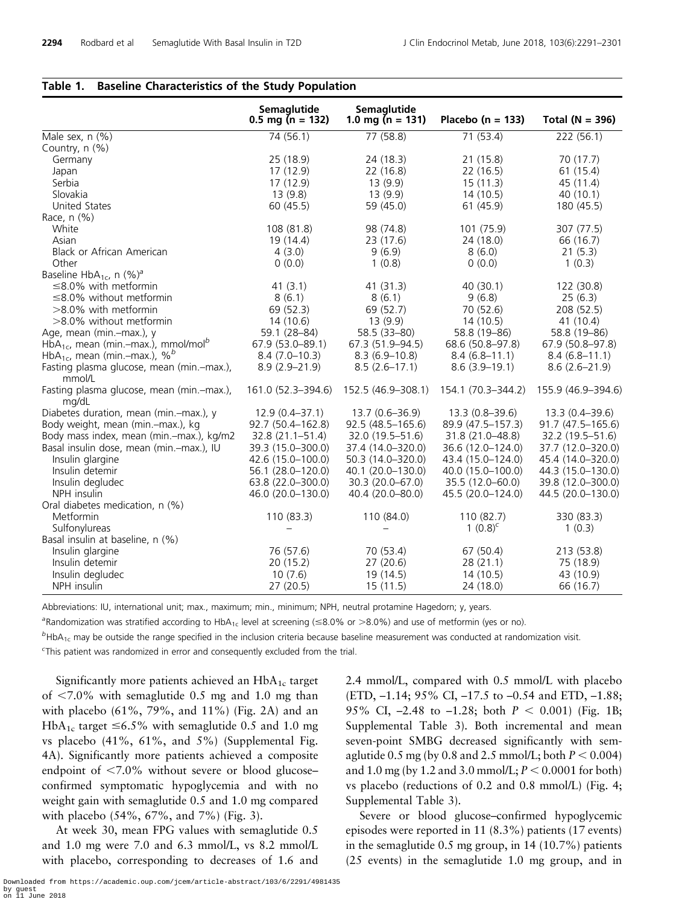**Table 1. Baseline Characteristics of the Study Population**

| | Semaglutide 0.5 mg (n = 132) | Semaglutide 1.0 mg (n = 131) | Placebo (n = 133) | Total (N = 396) |
|---|---|---|---|---|
| Male sex, n (%) | 74 (56.1) | 77 (58.8) | 71 (53.4) | 222 (56.1) |
| Country, n (%) | | | | |
| Germany | 25 (18.9) | 24 (18.3) | 21 (15.8) | 70 (17.7) |
| Japan | 17 (12.9) | 22 (16.8) | 22 (16.5) | 61 (15.4) |
| Serbia | 17 (12.9) | 13 (9.9) | 15 (11.3) | 45 (11.4) |
| Slovakia | 13 (9.8) | 13 (9.9) | 14 (10.5) | 40 (10.1) |
| United States | 60 (45.5) | 59 (45.0) | 61 (45.9) | 180 (45.5) |
| Race, n (%) | | | | |
| White | 108 (81.8) | 98 (74.8) | 101 (75.9) | 307 (77.5) |
| Asian | 19 (14.4) | 23 (17.6) | 24 (18.0) | 66 (16.7) |
| Black or African American | 4 (3.0) | 9 (6.9) | 8 (6.0) | 21 (5.3) |
| Other | 0 (0.0) | 1 (0.8) | 0 (0.0) | 1 (0.3) |
| Baseline $HbA_{1c}$, n (%)[a] | | | | |
| ≤8.0% with metformin | 41 (3.1) | 41 (31.3) | 40 (30.1) | 122 (30.8) |
| ≤8.0% without metformin | 8 (6.1) | 8 (6.1) | 9 (6.8) | 25 (6.3) |
| >8.0% with metformin | 69 (52.3) | 69 (52.7) | 70 (52.6) | 208 (52.5) |
| >8.0% without metformin | 14 (10.6) | 13 (9.9) | 14 (10.5) | 41 (10.4) |
| Age, mean (min.–max.), y | 59.1 (28–84) | 58.5 (33–80) | 58.8 (19–86) | 58.8 (19–86) |
| $HbA_{1c}$, mean (min.–max.), mmol/mol[b] | 67.9 (53.0–89.1) | 67.3 (51.9–94.5) | 68.6 (50.8–97.8) | 67.9 (50.8–97.8) |
| $HbA_{1c}$, mean (min.–max.), %[b] | 8.4 (7.0–10.3) | 8.3 (6.9–10.8) | 8.4 (6.8–11.1) | 8.4 (6.8–11.1) |
| Fasting plasma glucose, mean (min.–max.), mmol/L | 8.9 (2.9–21.9) | 8.5 (2.6–17.1) | 8.6 (3.9–19.1) | 8.6 (2.6–21.9) |
| Fasting plasma glucose, mean (min.–max.), mg/dL | 161.0 (52.3–394.6) | 152.5 (46.9–308.1) | 154.1 (70.3–344.2) | 155.9 (46.9–394.6) |
| Diabetes duration, mean (min.–max.), y | 12.9 (0.4–37.1) | 13.7 (0.6–36.9) | 13.3 (0.8–39.6) | 13.3 (0.4–39.6) |
| Body weight, mean (min.–max.), kg | 92.7 (50.4–162.8) | 92.5 (48.5–165.6) | 89.9 (47.5–157.3) | 91.7 (47.5–165.6) |
| Body mass index, mean (min.–max.), kg/m2 | 32.8 (21.1–51.4) | 32.0 (19.5–51.6) | 31.8 (21.0–48.8) | 32.2 (19.5–51.6) |
| Basal insulin dose, mean (min.–max.), IU | 39.3 (15.0–300.0) | 37.4 (14.0–320.0) | 36.6 (12.0–124.0) | 37.7 (12.0–320.0) |
| Insulin glargine | 42.6 (15.0–100.0) | 50.3 (14.0–320.0) | 43.4 (15.0–124.0) | 45.4 (14.0–320.0) |
| Insulin detemir | 56.1 (28.0–120.0) | 40.1 (20.0–130.0) | 40.0 (15.0–100.0) | 44.3 (15.0–130.0) |
| Insulin degludec | 63.8 (22.0–300.0) | 30.3 (20.0–67.0) | 35.5 (12.0–60.0) | 39.8 (12.0–300.0) |
| NPH insulin | 46.0 (20.0–130.0) | 40.4 (20.0–80.0) | 45.5 (20.0–124.0) | 44.5 (20.0–130.0) |
| Oral diabetes medication, n (%) | | | | |
| Metformin | 110 (83.3) | 110 (84.0) | 110 (82.7) | 330 (83.3) |
| Sulfonylureas | – | – | 1 (0.8)[c] | 1 (0.3) |
| Basal insulin at baseline, n (%) | | | | |
| Insulin glargine | 76 (57.6) | 70 (53.4) | 67 (50.4) | 213 (53.8) |
| Insulin detemir | 20 (15.2) | 27 (20.6) | 28 (21.1) | 75 (18.9) |
| Insulin degludec | 10 (7.6) | 19 (14.5) | 14 (10.5) | 43 (10.9) |
| NPH insulin | 27 (20.5) | 15 (11.5) | 24 (18.0) | 66 (16.7) |

Abbreviations: IU, international unit; max., maximum; min., minimum; NPH, neutral protamine Hagedorn; y, years.

[a]Randomization was stratified according to $HbA_{1c}$ level at screening (≤8.0% or >8.0%) and use of metformin (yes or no).

[b]$HbA_{1c}$ may be outside the range specified in the inclusion criteria because baseline measurement was conducted at randomization visit.

[c]This patient was randomized in error and consequently excluded from the trial.

Significantly more patients achieved an $HbA_{1c}$ target of <7.0% with semaglutide 0.5 mg and 1.0 mg than with placebo (61%, 79%, and 11%) (Fig. 2A) and an $HbA_{1c}$ target ≤6.5% with semaglutide 0.5 and 1.0 mg vs placebo (41%, 61%, and 5%) (Supplemental Fig. 4A). Significantly more patients achieved a composite endpoint of <7.0% without severe or blood glucose–confirmed symptomatic hypoglycemia and with no weight gain with semaglutide 0.5 and 1.0 mg compared with placebo (54%, 67%, and 7%) (Fig. 3).

At week 30, mean FPG values with semaglutide 0.5 and 1.0 mg were 7.0 and 6.3 mmol/L, vs 8.2 mmol/L with placebo, corresponding to decreases of 1.6 and 2.4 mmol/L, compared with 0.5 mmol/L with placebo (ETD, –1.14; 95% CI, –17.5 to –0.54 and ETD, –1.88; 95% CI, –2.48 to –1.28; both $P < 0.001$) (Fig. 1B; Supplemental Table 3). Both incremental and mean seven-point SMBG decreased significantly with semaglutide 0.5 mg (by 0.8 and 2.5 mmol/L; both $P < 0.004$) and 1.0 mg (by 1.2 and 3.0 mmol/L; $P < 0.0001$ for both) vs placebo (reductions of 0.2 and 0.8 mmol/L) (Fig. 4; Supplemental Table 3).

Severe or blood glucose–confirmed hypoglycemic episodes were reported in 11 (8.3%) patients (17 events) in the semaglutide 0.5 mg group, in 14 (10.7%) patients (25 events) in the semaglutide 1.0 mg group, and in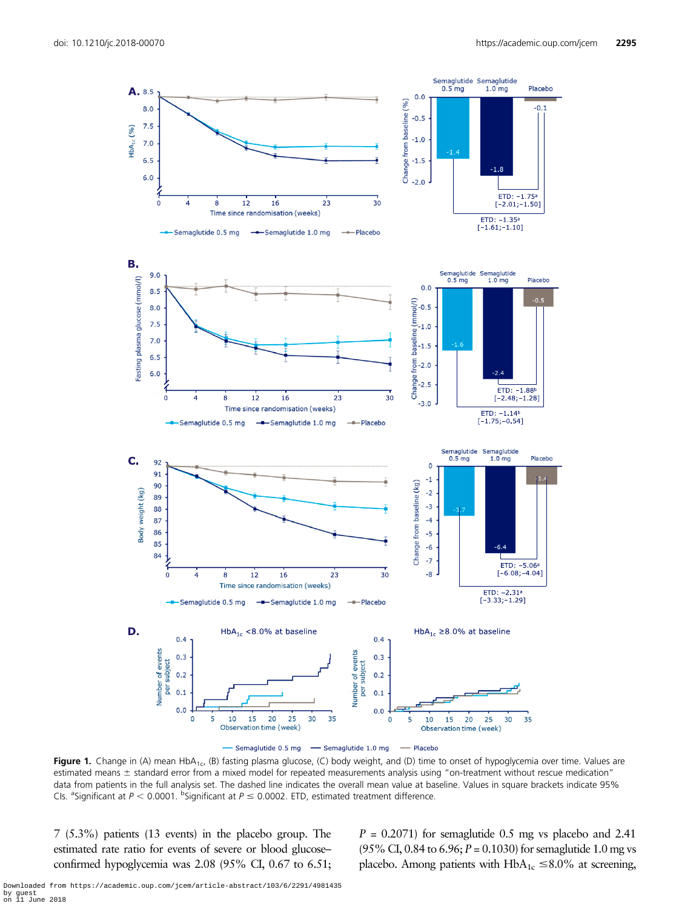**Figure 1.** Change in (A) mean $HbA_{1c}$, (B) fasting plasma glucose, (C) body weight, and (D) time to onset of hypoglycemia over time. Values are estimated means ± standard error from a mixed model for repeated measurements analysis using "on-treatment without rescue medication" data from patients in the full analysis set. The dashed line indicates the overall mean value at baseline. Values in square brackets indicate 95% CIs. [a]Significant at $P < 0.0001$. [b]Significant at $P \leq 0.0002$. ETD, estimated treatment difference.

7 (5.3%) patients (13 events) in the placebo group. The estimated rate ratio for events of severe or blood glucose–confirmed hypoglycemia was 2.08 (95% CI, 0.67 to 6.51; $P = 0.2071$) for semaglutide 0.5 mg vs placebo and 2.41 (95% CI, 0.84 to 6.96; $P = 0.1030$) for semaglutide 1.0 mg vs placebo. Among patients with $HbA_{1c}$ ≤8.0% at screening,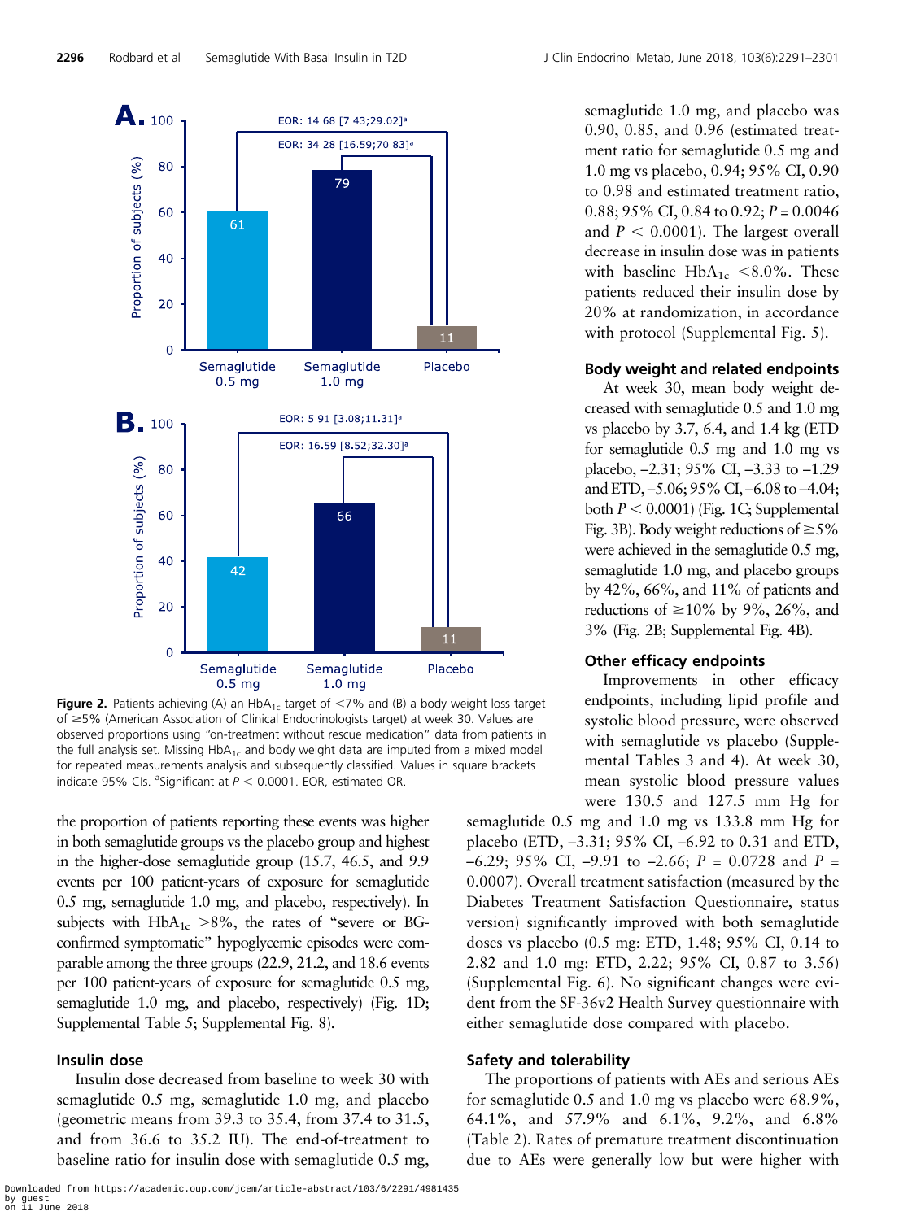A.

EOR: 14.68 [7.43;29.02][a]

EOR: 34.28 [16.59;70.83][a]

| | Proportion of subjects (%) |
|---|---|
| Semaglutide 0.5 mg | 61 |
| Semaglutide 1.0 mg | 79 |
| Placebo | 11 |

B.

EOR: 5.91 [3.08;11.31][a]

EOR: 16.59 [8.52;32.30][a]

| | Proportion of subjects (%) |
|---|---|
| Semaglutide 0.5 mg | 42 |
| Semaglutide 1.0 mg | 66 |
| Placebo | 11 |

**Figure 2.** Patients achieving (A) an $HbA_{1c}$ target of <7% and (B) a body weight loss target of ≥5% (American Association of Clinical Endocrinologists target) at week 30. Values are observed proportions using "on-treatment without rescue medication" data from patients in the full analysis set. Missing $HbA_{1c}$ and body weight data are imputed from a mixed model for repeated measurements analysis and subsequently classified. Values in square brackets indicate 95% CIs. [a]Significant at $P < 0.0001$. EOR, estimated OR.

the proportion of patients reporting these events was higher in both semaglutide groups vs the placebo group and highest in the higher-dose semaglutide group (15.7, 46.5, and 9.9 events per 100 patient-years of exposure for semaglutide 0.5 mg, semaglutide 1.0 mg, and placebo, respectively). In subjects with $HbA_{1c}$ >8%, the rates of "severe or BG-confirmed symptomatic" hypoglycemic episodes were comparable among the three groups (22.9, 21.2, and 18.6 events per 100 patient-years of exposure for semaglutide 0.5 mg, semaglutide 1.0 mg, and placebo, respectively) (Fig. 1D; Supplemental Table 5; Supplemental Fig. 8).

### Insulin dose

Insulin dose decreased from baseline to week 30 with semaglutide 0.5 mg, semaglutide 1.0 mg, and placebo (geometric means from 39.3 to 35.4, from 37.4 to 31.5, and from 36.6 to 35.2 IU). The end-of-treatment to baseline ratio for insulin dose with semaglutide 0.5 mg, semaglutide 1.0 mg, and placebo was 0.90, 0.85, and 0.96 (estimated treatment ratio for semaglutide 0.5 mg and 1.0 mg vs placebo, 0.94; 95% CI, 0.90 to 0.98 and estimated treatment ratio, 0.88; 95% CI, 0.84 to 0.92; $P = 0.0046$ and $P < 0.0001$). The largest overall decrease in insulin dose was in patients with baseline $HbA_{1c}$ <8.0%. These patients reduced their insulin dose by 20% at randomization, in accordance with protocol (Supplemental Fig. 5).

### Body weight and related endpoints

At week 30, mean body weight decreased with semaglutide 0.5 and 1.0 mg vs placebo by 3.7, 6.4, and 1.4 kg (ETD for semaglutide 0.5 mg and 1.0 mg vs placebo, –2.31; 95% CI, –3.33 to –1.29 and ETD, –5.06; 95% CI, –6.08 to –4.04; both $P < 0.0001$) (Fig. 1C; Supplemental Fig. 3B). Body weight reductions of ≥5% were achieved in the semaglutide 0.5 mg, semaglutide 1.0 mg, and placebo groups by 42%, 66%, and 11% of patients and reductions of ≥10% by 9%, 26%, and 3% (Fig. 2B; Supplemental Fig. 4B).

### Other efficacy endpoints

Improvements in other efficacy endpoints, including lipid profile and systolic blood pressure, were observed with semaglutide vs placebo (Supplemental Tables 3 and 4). At week 30, mean systolic blood pressure values were 130.5 and 127.5 mm Hg for semaglutide 0.5 mg and 1.0 mg vs 133.8 mm Hg for placebo (ETD, –3.31; 95% CI, –6.92 to 0.31 and ETD, –6.29; 95% CI, –9.91 to –2.66; $P = 0.0728$ and $P = 0.0007$). Overall treatment satisfaction (measured by the Diabetes Treatment Satisfaction Questionnaire, status version) significantly improved with both semaglutide doses vs placebo (0.5 mg: ETD, 1.48; 95% CI, 0.14 to 2.82 and 1.0 mg: ETD, 2.22; 95% CI, 0.87 to 3.56) (Supplemental Fig. 6). No significant changes were evident from the SF-36v2 Health Survey questionnaire with either semaglutide dose compared with placebo.

### Safety and tolerability

The proportions of patients with AEs and serious AEs for semaglutide 0.5 and 1.0 mg vs placebo were 68.9%, 64.1%, and 57.9% and 6.1%, 9.2%, and 6.8% (Table 2). Rates of premature treatment discontinuation due to AEs were generally low but were higher with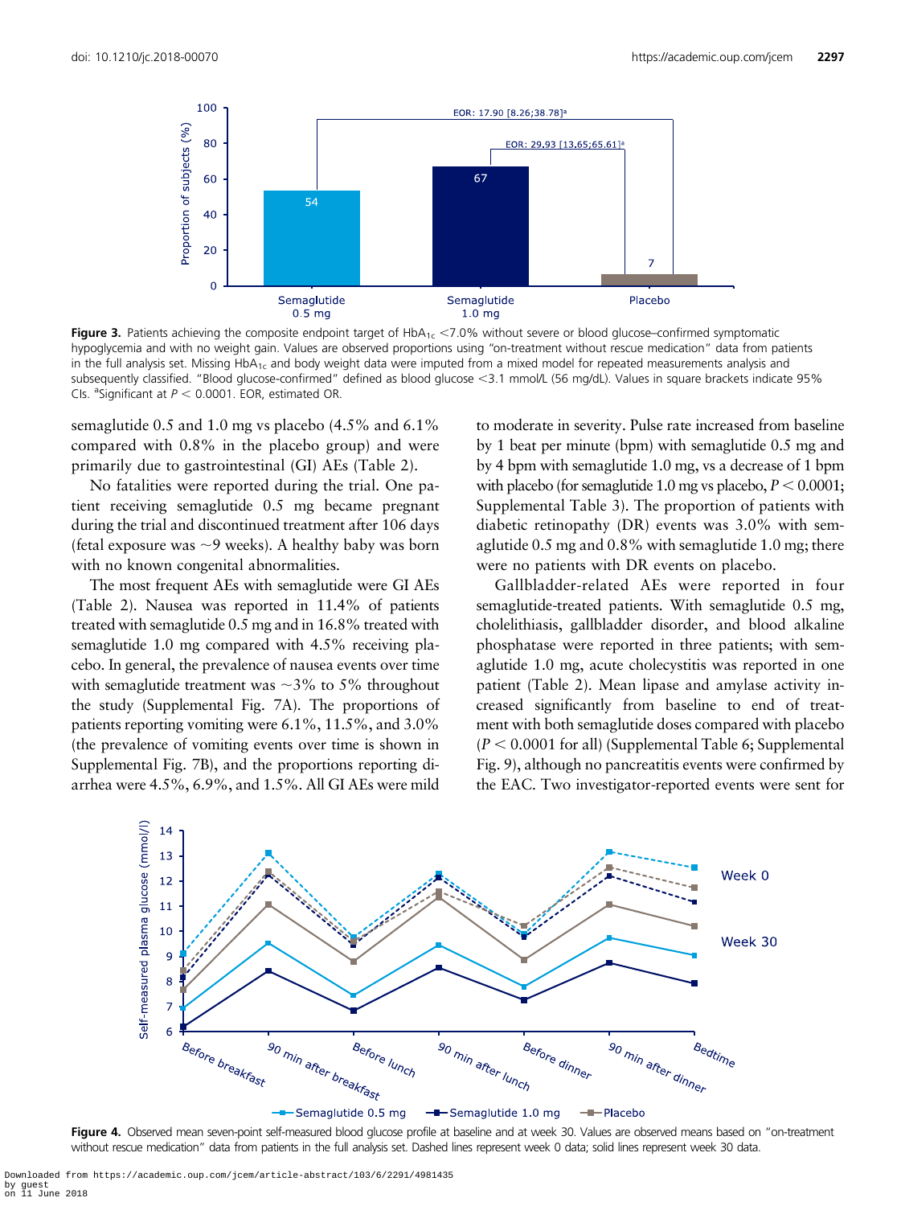Figure 3. Patients achieving the composite endpoint target of $HbA_{1c}$ <7.0% without severe or blood glucose–confirmed symptomatic hypoglycemia and with no weight gain. Values are observed proportions using "on-treatment without rescue medication" data from patients in the full analysis set. Missing $HbA_{1c}$ and body weight data were imputed from a mixed model for repeated measurements analysis and subsequently classified. "Blood glucose-confirmed" defined as blood glucose <3.1 mmol/L (56 mg/dL). Values in square brackets indicate 95% CIs. [a]Significant at $P < 0.0001$. EOR, estimated OR.

semaglutide 0.5 and 1.0 mg vs placebo (4.5% and 6.1% compared with 0.8% in the placebo group) and were primarily due to gastrointestinal (GI) AEs (Table 2).

No fatalities were reported during the trial. One patient receiving semaglutide 0.5 mg became pregnant during the trial and discontinued treatment after 106 days (fetal exposure was ~9 weeks). A healthy baby was born with no known congenital abnormalities.

The most frequent AEs with semaglutide were GI AEs (Table 2). Nausea was reported in 11.4% of patients treated with semaglutide 0.5 mg and in 16.8% treated with semaglutide 1.0 mg compared with 4.5% receiving placebo. In general, the prevalence of nausea events over time with semaglutide treatment was ~3% to 5% throughout the study (Supplemental Fig. 7A). The proportions of patients reporting vomiting were 6.1%, 11.5%, and 3.0% (the prevalence of vomiting events over time is shown in Supplemental Fig. 7B), and the proportions reporting diarrhea were 4.5%, 6.9%, and 1.5%. All GI AEs were mild to moderate in severity. Pulse rate increased from baseline by 1 beat per minute (bpm) with semaglutide 0.5 mg and by 4 bpm with semaglutide 1.0 mg, vs a decrease of 1 bpm with placebo (for semaglutide 1.0 mg vs placebo, $P < 0.0001$; Supplemental Table 3). The proportion of patients with diabetic retinopathy (DR) events was 3.0% with semaglutide 0.5 mg and 0.8% with semaglutide 1.0 mg; there were no patients with DR events on placebo.

Gallbladder-related AEs were reported in four semaglutide-treated patients. With semaglutide 0.5 mg, cholelithiasis, gallbladder disorder, and blood alkaline phosphatase were reported in three patients; with semaglutide 1.0 mg, acute cholecystitis was reported in one patient (Table 2). Mean lipase and amylase activity increased significantly from baseline to end of treatment with both semaglutide doses compared with placebo ($P < 0.0001$ for all) (Supplemental Table 6; Supplemental Fig. 9), although no pancreatitis events were confirmed by the EAC. Two investigator-reported events were sent for

Figure 4. Observed mean seven-point self-measured blood glucose profile at baseline and at week 30. Values are observed means based on "on-treatment without rescue medication" data from patients in the full analysis set. Dashed lines represent week 0 data; solid lines represent week 30 data.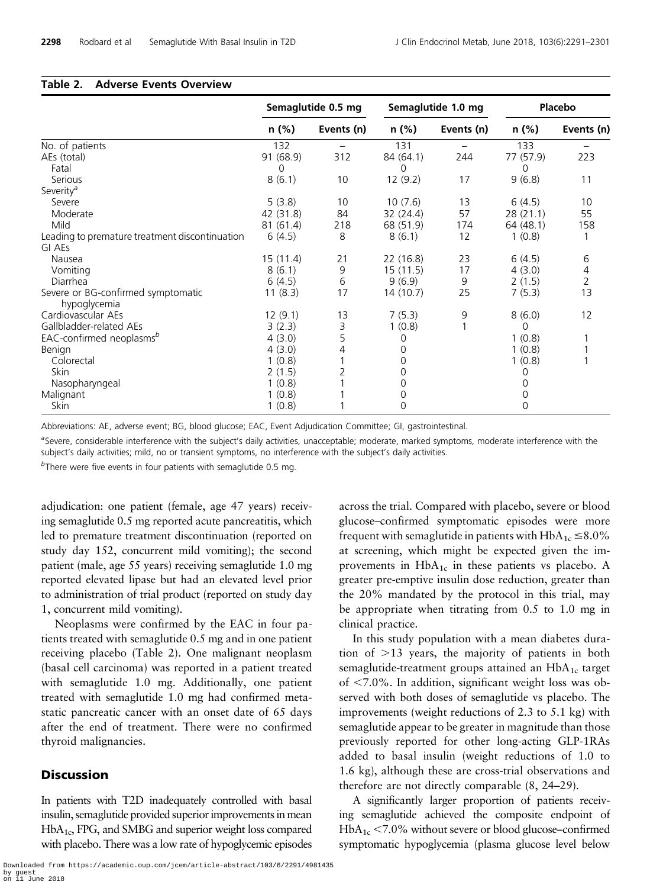**Table 2. Adverse Events Overview**

| | Semaglutide 0.5 mg | | Semaglutide 1.0 mg | | Placebo | |
|---|---|---|---|---|---|---|
| | n (%) | Events (n) | n (%) | Events (n) | n (%) | Events (n) |
| No. of patients | 132 | – | 131 | – | 133 | – |
| AEs (total) | 91 (68.9) | 312 | 84 (64.1) | 244 | 77 (57.9) | 223 |
| Fatal | 0 | | 0 | | 0 | |
| Serious | 8 (6.1) | 10 | 12 (9.2) | 17 | 9 (6.8) | 11 |
| Severity[a] | | | | | | |
| Severe | 5 (3.8) | 10 | 10 (7.6) | 13 | 6 (4.5) | 10 |
| Moderate | 42 (31.8) | 84 | 32 (24.4) | 57 | 28 (21.1) | 55 |
| Mild | 81 (61.4) | 218 | 68 (51.9) | 174 | 64 (48.1) | 158 |
| Leading to premature treatment discontinuation | 6 (4.5) | 8 | 8 (6.1) | 12 | 1 (0.8) | 1 |
| GI AEs | | | | | | |
| Nausea | 15 (11.4) | 21 | 22 (16.8) | 23 | 6 (4.5) | 6 |
| Vomiting | 8 (6.1) | 9 | 15 (11.5) | 17 | 4 (3.0) | 4 |
| Diarrhea | 6 (4.5) | 6 | 9 (6.9) | 9 | 2 (1.5) | 2 |
| Severe or BG-confirmed symptomatic hypoglycemia | 11 (8.3) | 17 | 14 (10.7) | 25 | 7 (5.3) | 13 |
| Cardiovascular AEs | 12 (9.1) | 13 | 7 (5.3) | 9 | 8 (6.0) | 12 |
| Gallbladder-related AEs | 3 (2.3) | 3 | 1 (0.8) | 1 | 0 | |
| EAC-confirmed neoplasms[b] | 4 (3.0) | 5 | 0 | | 1 (0.8) | 1 |
| Benign | 4 (3.0) | 4 | 0 | | 1 (0.8) | 1 |
| Colorectal | 1 (0.8) | 1 | 0 | | 1 (0.8) | 1 |
| Skin | 2 (1.5) | 2 | 0 | | 0 | |
| Nasopharyngeal | 1 (0.8) | 1 | 0 | | 0 | |
| Malignant | 1 (0.8) | 1 | 0 | | 0 | |
| Skin | 1 (0.8) | 1 | 0 | | 0 | |

Abbreviations: AE, adverse event; BG, blood glucose; EAC, Event Adjudication Committee; GI, gastrointestinal.

[a]Severe, considerable interference with the subject's daily activities, unacceptable; moderate, marked symptoms, moderate interference with the subject's daily activities; mild, no or transient symptoms, no interference with the subject's daily activities.

[b]There were five events in four patients with semaglutide 0.5 mg.

adjudication: one patient (female, age 47 years) receiving semaglutide 0.5 mg reported acute pancreatitis, which led to premature treatment discontinuation (reported on study day 152, concurrent mild vomiting); the second patient (male, age 55 years) receiving semaglutide 1.0 mg reported elevated lipase but had an elevated level prior to administration of trial product (reported on study day 1, concurrent mild vomiting).

Neoplasms were confirmed by the EAC in four patients treated with semaglutide 0.5 mg and in one patient receiving placebo (Table 2). One malignant neoplasm (basal cell carcinoma) was reported in a patient treated with semaglutide 1.0 mg. Additionally, one patient treated with semaglutide 1.0 mg had confirmed metastatic pancreatic cancer with an onset date of 65 days after the end of treatment. There were no confirmed thyroid malignancies.

## Discussion

In patients with T2D inadequately controlled with basal insulin, semaglutide provided superior improvements in mean $HbA_{1c}$, FPG, and SMBG and superior weight loss compared with placebo. There was a low rate of hypoglycemic episodes across the trial. Compared with placebo, severe or blood glucose–confirmed symptomatic episodes were more frequent with semaglutide in patients with $HbA_{1c} \leq 8.0\%$ at screening, which might be expected given the improvements in $HbA_{1c}$ in these patients vs placebo. A greater pre-emptive insulin dose reduction, greater than the 20% mandated by the protocol in this trial, may be appropriate when titrating from 0.5 to 1.0 mg in clinical practice.

In this study population with a mean diabetes duration of >13 years, the majority of patients in both semaglutide-treatment groups attained an $HbA_{1c}$ target of <7.0%. In addition, significant weight loss was observed with both doses of semaglutide vs placebo. The improvements (weight reductions of 2.3 to 5.1 kg) with semaglutide appear to be greater in magnitude than those previously reported for other long-acting GLP-1RAs added to basal insulin (weight reductions of 1.0 to 1.6 kg), although these are cross-trial observations and therefore are not directly comparable (8, 24–29).

A significantly larger proportion of patients receiving semaglutide achieved the composite endpoint of $HbA_{1c}$ <7.0% without severe or blood glucose–confirmed symptomatic hypoglycemia (plasma glucose level below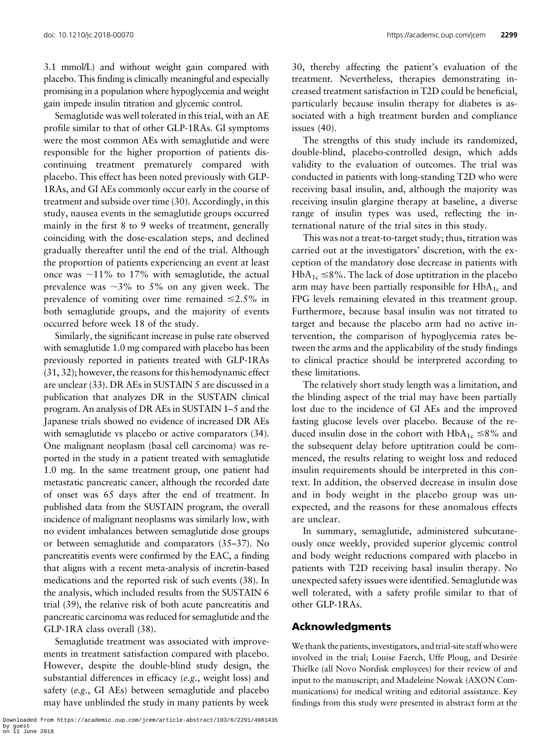3.1 mmol/L) and without weight gain compared with placebo. This finding is clinically meaningful and especially promising in a population where hypoglycemia and weight gain impede insulin titration and glycemic control.

Semaglutide was well tolerated in this trial, with an AE profile similar to that of other GLP-1RAs. GI symptoms were the most common AEs with semaglutide and were responsible for the higher proportion of patients discontinuing treatment prematurely compared with placebo. This effect has been noted previously with GLP-1RAs, and GI AEs commonly occur early in the course of treatment and subside over time (30). Accordingly, in this study, nausea events in the semaglutide groups occurred mainly in the first 8 to 9 weeks of treatment, generally coinciding with the dose-escalation steps, and declined gradually thereafter until the end of the trial. Although the proportion of patients experiencing an event at least once was ~11% to 17% with semaglutide, the actual prevalence was ~3% to 5% on any given week. The prevalence of vomiting over time remained ≤2.5% in both semaglutide groups, and the majority of events occurred before week 18 of the study.

Similarly, the significant increase in pulse rate observed with semaglutide 1.0 mg compared with placebo has been previously reported in patients treated with GLP-1RAs (31, 32); however, the reasons for this hemodynamic effect are unclear (33). DR AEs in SUSTAIN 5 are discussed in a publication that analyzes DR in the SUSTAIN clinical program. An analysis of DR AEs in SUSTAIN 1–5 and the Japanese trials showed no evidence of increased DR AEs with semaglutide vs placebo or active comparators (34). One malignant neoplasm (basal cell carcinoma) was reported in the study in a patient treated with semaglutide 1.0 mg. In the same treatment group, one patient had metastatic pancreatic cancer, although the recorded date of onset was 65 days after the end of treatment. In published data from the SUSTAIN program, the overall incidence of malignant neoplasms was similarly low, with no evident imbalances between semaglutide dose groups or between semaglutide and comparators (35–37). No pancreatitis events were confirmed by the EAC, a finding that aligns with a recent meta-analysis of incretin-based medications and the reported risk of such events (38). In the analysis, which included results from the SUSTAIN 6 trial (39), the relative risk of both acute pancreatitis and pancreatic carcinoma was reduced for semaglutide and the GLP-1RA class overall (38).

Semaglutide treatment was associated with improvements in treatment satisfaction compared with placebo. However, despite the double-blind study design, the substantial differences in efficacy (*e.g.*, weight loss) and safety (*e.g.*, GI AEs) between semaglutide and placebo may have unblinded the study in many patients by week 30, thereby affecting the patient's evaluation of the treatment. Nevertheless, therapies demonstrating increased treatment satisfaction in T2D could be beneficial, particularly because insulin therapy for diabetes is associated with a high treatment burden and compliance issues (40).

The strengths of this study include its randomized, double-blind, placebo-controlled design, which adds validity to the evaluation of outcomes. The trial was conducted in patients with long-standing T2D who were receiving basal insulin, and, although the majority was receiving insulin glargine therapy at baseline, a diverse range of insulin types was used, reflecting the international nature of the trial sites in this study.

This was not a treat-to-target study; thus, titration was carried out at the investigators' discretion, with the exception of the mandatory dose decrease in patients with $HbA_{1c}$ ≤8%. The lack of dose uptitration in the placebo arm may have been partially responsible for $HbA_{1c}$ and FPG levels remaining elevated in this treatment group. Furthermore, because basal insulin was not titrated to target and because the placebo arm had no active intervention, the comparison of hypoglycemia rates between the arms and the applicability of the study findings to clinical practice should be interpreted according to these limitations.

The relatively short study length was a limitation, and the blinding aspect of the trial may have been partially lost due to the incidence of GI AEs and the improved fasting glucose levels over placebo. Because of the reduced insulin dose in the cohort with $HbA_{1c}$ ≤8% and the subsequent delay before uptitration could be commenced, the results relating to weight loss and reduced insulin requirements should be interpreted in this context. In addition, the observed decrease in insulin dose and in body weight in the placebo group was unexpected, and the reasons for these anomalous effects are unclear.

In summary, semaglutide, administered subcutaneously once weekly, provided superior glycemic control and body weight reductions compared with placebo in patients with T2D receiving basal insulin therapy. No unexpected safety issues were identified. Semaglutide was well tolerated, with a safety profile similar to that of other GLP-1RAs.

## Acknowledgments

We thank the patients, investigators, and trial-site staff who were involved in the trial; Louise Faerch, Uffe Ploug, and Desirée Thielke (all Novo Nordisk employees) for their review of and input to the manuscript; and Madeleine Nowak (AXON Communications) for medical writing and editorial assistance. Key findings from this study were presented in abstract form at the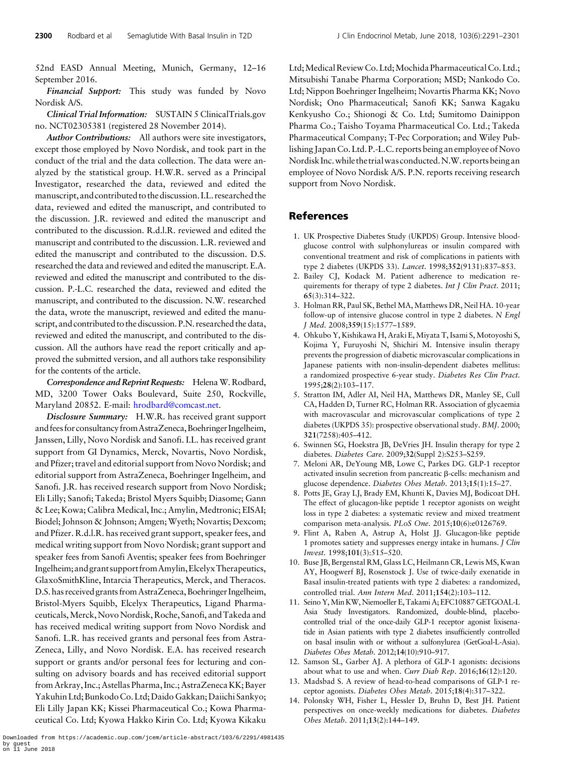52nd EASD Annual Meeting, Munich, Germany, 12–16 September 2016.

***Financial Support:*** This study was funded by Novo Nordisk A/S.

***Clinical Trial Information:*** SUSTAIN 5 ClinicalTrials.gov no. NCT02305381 (registered 28 November 2014).

***Author Contributions:*** All authors were site investigators, except those employed by Novo Nordisk, and took part in the conduct of the trial and the data collection. The data were analyzed by the statistical group. H.W.R. served as a Principal Investigator, researched the data, reviewed and edited the manuscript, and contributed to the discussion. I.L. researched the data, reviewed and edited the manuscript, and contributed to the discussion. J.R. reviewed and edited the manuscript and contributed to the discussion. R.d.l.R. reviewed and edited the manuscript and contributed to the discussion. L.R. reviewed and edited the manuscript and contributed to the discussion. D.S. researched the data and reviewed and edited the manuscript. E.A. reviewed and edited the manuscript and contributed to the discussion. P.-L.C. researched the data, reviewed and edited the manuscript, and contributed to the discussion. N.W. researched the data, wrote the manuscript, reviewed and edited the manuscript, and contributed to the discussion. P.N. researched the data, reviewed and edited the manuscript, and contributed to the discussion. All the authors have read the report critically and approved the submitted version, and all authors take responsibility for the contents of the article.

***Correspondence and Reprint Requests:*** Helena W. Rodbard, MD, 3200 Tower Oaks Boulevard, Suite 250, Rockville, Maryland 20852. E-mail: hrodbard@comcast.net.

***Disclosure Summary:*** H.W.R. has received grant support and fees for consultancy from AstraZeneca, Boehringer Ingelheim, Janssen, Lilly, Novo Nordisk and Sanofi. I.L. has received grant support from GI Dynamics, Merck, Novartis, Novo Nordisk, and Pfizer; travel and editorial support from Novo Nordisk; and editorial support from AstraZeneca, Boehringer Ingelheim, and Sanofi. J.R. has received research support from Novo Nordisk; Eli Lilly; Sanofi; Takeda; Bristol Myers Squibb; Diasome; Gann & Lee; Kowa; Calibra Medical, Inc.; Amylin, Medtronic; EISAI; Biodel; Johnson & Johnson; Amgen; Wyeth; Novartis; Dexcom; and Pfizer. R.d.l.R. has received grant support, speaker fees, and medical writing support from Novo Nordisk; grant support and speaker fees from Sanofi Aventis; speaker fees from Boehringer Ingelheim; and grant support from Amylin, Elcelyx Therapeutics, GlaxoSmithKline, Intarcia Therapeutics, Merck, and Theracos. D.S. has received grants from AstraZeneca, Boehringer Ingelheim, Bristol-Myers Squibb, Elcelyx Therapeutics, Ligand Pharmaceuticals, Merck, Novo Nordisk, Roche, Sanofi, and Takeda and has received medical writing support from Novo Nordisk and Sanofi. L.R. has received grants and personal fees from AstraZeneca, Lilly, and Novo Nordisk. E.A. has received research support or grants and/or personal fees for lecturing and consulting on advisory boards and has received editorial support from Arkray, Inc.; Astellas Pharma, Inc.; AstraZeneca KK; Bayer Yakuhin Ltd; Bunkodo Co. Ltd; Daido Gakkan; Daiichi Sankyo; Eli Lilly Japan KK; Kissei Pharmaceutical Co.; Kowa Pharmaceutical Co. Ltd; Kyowa Hakko Kirin Co. Ltd; Kyowa Kikaku Ltd; Medical Review Co. Ltd; Mochida Pharmaceutical Co. Ltd.; Mitsubishi Tanabe Pharma Corporation; MSD; Nankodo Co. Ltd; Nippon Boehringer Ingelheim; Novartis Pharma KK; Novo Nordisk; Ono Pharmaceutical; Sanofi KK; Sanwa Kagaku Kenkyusho Co.; Shionogi & Co. Ltd; Sumitomo Dainippon Pharma Co.; Taisho Toyama Pharmaceutical Co. Ltd.; Takeda Pharmaceutical Company; T-Pec Corporation; and Wiley Publishing Japan Co. Ltd. P.-L.C. reports being an employee of Novo Nordisk Inc. while the trial was conducted. N.W. reports being an employee of Novo Nordisk A/S. P.N. reports receiving research support from Novo Nordisk.

## References

1. UK Prospective Diabetes Study (UKPDS) Group. Intensive blood-glucose control with sulphonylureas or insulin compared with conventional treatment and risk of complications in patients with type 2 diabetes (UKPDS 33). *Lancet*. 1998;**352**(9131):837–853.
2. Bailey CJ, Kodack M. Patient adherence to medication requirements for therapy of type 2 diabetes. *Int J Clin Pract*. 2011; **65**(3):314–322.
3. Holman RR, Paul SK, Bethel MA, Matthews DR, Neil HA. 10-year follow-up of intensive glucose control in type 2 diabetes. *N Engl J Med*. 2008;**359**(15):1577–1589.
4. Ohkubo Y, Kishikawa H, Araki E, Miyata T, Isami S, Motoyoshi S, Kojima Y, Furuyoshi N, Shichiri M. Intensive insulin therapy prevents the progression of diabetic microvascular complications in Japanese patients with non-insulin-dependent diabetes mellitus: a randomized prospective 6-year study. *Diabetes Res Clin Pract*. 1995;**28**(2):103–117.
5. Stratton IM, Adler AI, Neil HA, Matthews DR, Manley SE, Cull CA, Hadden D, Turner RC, Holman RR. Association of glycaemia with macrovascular and microvascular complications of type 2 diabetes (UKPDS 35): prospective observational study. *BMJ*. 2000; **321**(7258):405–412.
6. Swinnen SG, Hoekstra JB, DeVries JH. Insulin therapy for type 2 diabetes. *Diabetes Care*. 2009;**32**(Suppl 2):S253–S259.
7. Meloni AR, DeYoung MB, Lowe C, Parkes DG. GLP-1 receptor activated insulin secretion from pancreatic β-cells: mechanism and glucose dependence. *Diabetes Obes Metab*. 2013;**15**(1):15–27.
8. Potts JE, Gray LJ, Brady EM, Khunti K, Davies MJ, Bodicoat DH. The effect of glucagon-like peptide 1 receptor agonists on weight loss in type 2 diabetes: a systematic review and mixed treatment comparison meta-analysis. *PLoS One*. 2015;**10**(6):e0126769.
9. Flint A, Raben A, Astrup A, Holst JJ. Glucagon-like peptide 1 promotes satiety and suppresses energy intake in humans. *J Clin Invest*. 1998;**101**(3):515–520.
10. Buse JB, Bergenstal RM, Glass LC, Heilmann CR, Lewis MS, Kwan AY, Hoogwerf BJ, Rosenstock J. Use of twice-daily exenatide in Basal insulin-treated patients with type 2 diabetes: a randomized, controlled trial. *Ann Intern Med*. 2011;**154**(2):103–112.
11. Seino Y, Min KW, Niemoeller E, Takami A; EFC10887 GETGOAL-L Asia Study Investigators. Randomized, double-blind, placebo-controlled trial of the once-daily GLP-1 receptor agonist lixisenatide in Asian patients with type 2 diabetes insufficiently controlled on basal insulin with or without a sulfonylurea (GetGoal-L-Asia). *Diabetes Obes Metab*. 2012;**14**(10):910–917.
12. Samson SL, Garber AJ. A plethora of GLP-1 agonists: decisions about what to use and when. *Curr Diab Rep*. 2016;**16**(12):120.
13. Madsbad S. A review of head-to-head comparisons of GLP-1 receptor agonists. *Diabetes Obes Metab*. 2015;**18**(4):317–322.
14. Polonsky WH, Fisher L, Hessler D, Bruhn D, Best JH. Patient perspectives on once-weekly medications for diabetes. *Diabetes Obes Metab*. 2011;**13**(2):144–149.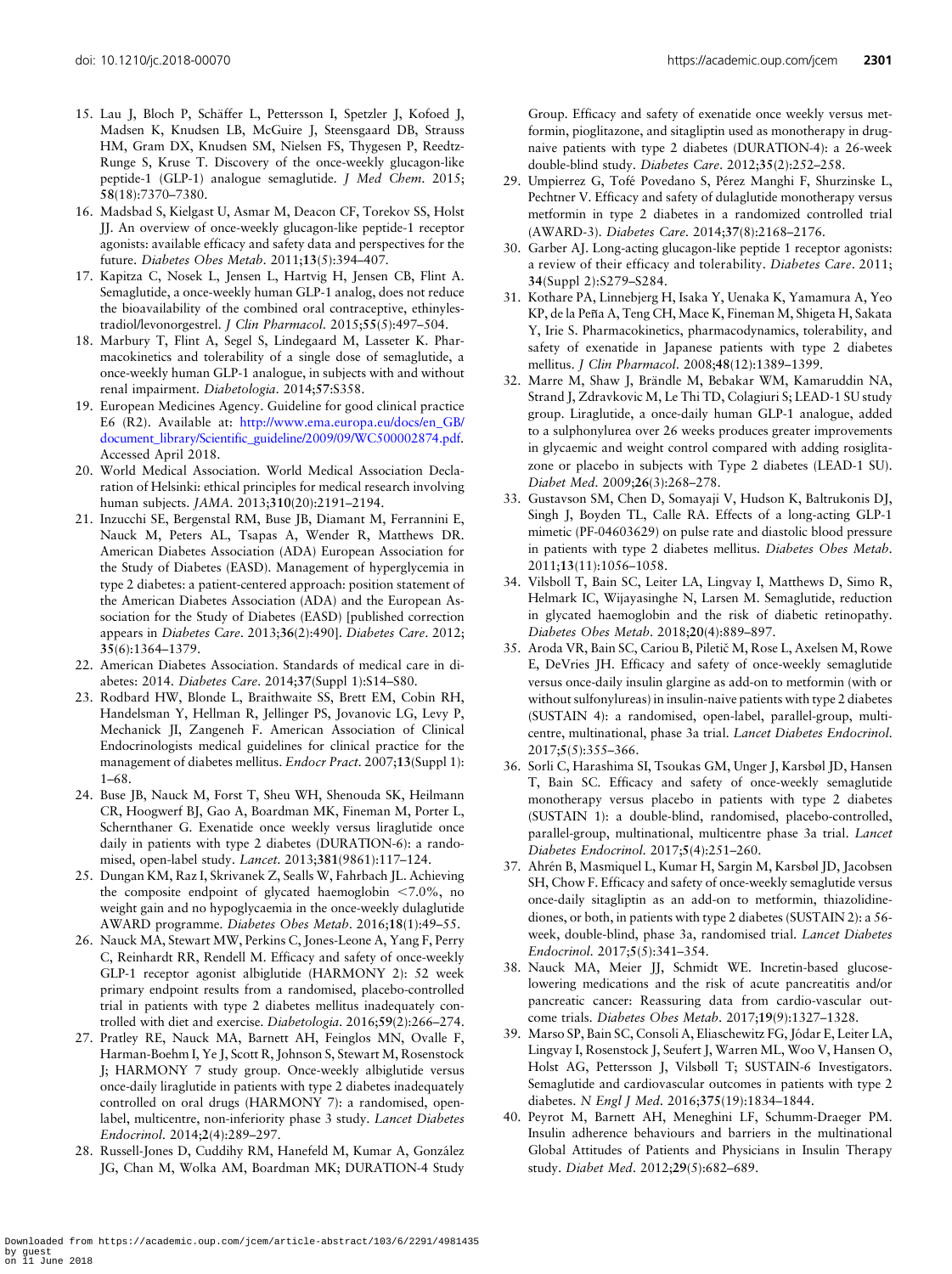15. Lau J, Bloch P, Schäffer L, Pettersson I, Spetzler J, Kofoed J, Madsen K, Knudsen LB, McGuire J, Steensgaard DB, Strauss HM, Gram DX, Knudsen SM, Nielsen FS, Thygesen P, Reedtz-Runge S, Kruse T. Discovery of the once-weekly glucagon-like peptide-1 (GLP-1) analogue semaglutide. *J Med Chem*. 2015; **58**(18):7370–7380.
16. Madsbad S, Kielgast U, Asmar M, Deacon CF, Torekov SS, Holst JJ. An overview of once-weekly glucagon-like peptide-1 receptor agonists: available efficacy and safety data and perspectives for the future. *Diabetes Obes Metab*. 2011;**13**(5):394–407.
17. Kapitza C, Nosek L, Jensen L, Hartvig H, Jensen CB, Flint A. Semaglutide, a once-weekly human GLP-1 analog, does not reduce the bioavailability of the combined oral contraceptive, ethinylestradiol/levonorgestrel. *J Clin Pharmacol*. 2015;**55**(5):497–504.
18. Marbury T, Flint A, Segel S, Lindegaard M, Lasseter K. Pharmacokinetics and tolerability of a single dose of semaglutide, a once-weekly human GLP-1 analogue, in subjects with and without renal impairment. *Diabetologia*. 2014;**57**:S358.
19. European Medicines Agency. Guideline for good clinical practice E6 (R2). Available at: http://www.ema.europa.eu/docs/en_GB/document_library/Scientific_guideline/2009/09/WC500002874.pdf. Accessed April 2018.
20. World Medical Association. World Medical Association Declaration of Helsinki: ethical principles for medical research involving human subjects. *JAMA*. 2013;**310**(20):2191–2194.
21. Inzucchi SE, Bergenstal RM, Buse JB, Diamant M, Ferrannini E, Nauck M, Peters AL, Tsapas A, Wender R, Matthews DR. American Diabetes Association (ADA) European Association for the Study of Diabetes (EASD). Management of hyperglycemia in type 2 diabetes: a patient-centered approach: position statement of the American Diabetes Association (ADA) and the European Association for the Study of Diabetes (EASD) [published correction appears in *Diabetes Care*. 2013;**36**(2):490]. *Diabetes Care*. 2012; **35**(6):1364–1379.
22. American Diabetes Association. Standards of medical care in diabetes: 2014. *Diabetes Care*. 2014;**37**(Suppl 1):S14–S80.
23. Rodbard HW, Blonde L, Braithwaite SS, Brett EM, Cobin RH, Handelsman Y, Hellman R, Jellinger PS, Jovanovic LG, Levy P, Mechanick JI, Zangeneh F. American Association of Clinical Endocrinologists medical guidelines for clinical practice for the management of diabetes mellitus. *Endocr Pract*. 2007;**13**(Suppl 1): 1–68.
24. Buse JB, Nauck M, Forst T, Sheu WH, Shenouda SK, Heilmann CR, Hoogwerf BJ, Gao A, Boardman MK, Fineman M, Porter L, Schernthaner G. Exenatide once weekly versus liraglutide once daily in patients with type 2 diabetes (DURATION-6): a randomised, open-label study. *Lancet*. 2013;**381**(9861):117–124.
25. Dungan KM, Raz I, Skrivanek Z, Sealls W, Fahrbach JL. Achieving the composite endpoint of glycated haemoglobin <7.0%, no weight gain and no hypoglycaemia in the once-weekly dulaglutide AWARD programme. *Diabetes Obes Metab*. 2016;**18**(1):49–55.
26. Nauck MA, Stewart MW, Perkins C, Jones-Leone A, Yang F, Perry C, Reinhardt RR, Rendell M. Efficacy and safety of once-weekly GLP-1 receptor agonist albiglutide (HARMONY 2): 52 week primary endpoint results from a randomised, placebo-controlled trial in patients with type 2 diabetes mellitus inadequately controlled with diet and exercise. *Diabetologia*. 2016;**59**(2):266–274.
27. Pratley RE, Nauck MA, Barnett AH, Feinglos MN, Ovalle F, Harman-Boehm I, Ye J, Scott R, Johnson S, Stewart M, Rosenstock J; HARMONY 7 study group. Once-weekly albiglutide versus once-daily liraglutide in patients with type 2 diabetes inadequately controlled on oral drugs (HARMONY 7): a randomised, open-label, multicentre, non-inferiority phase 3 study. *Lancet Diabetes Endocrinol*. 2014;**2**(4):289–297.
28. Russell-Jones D, Cuddihy RM, Hanefeld M, Kumar A, González JG, Chan M, Wolka AM, Boardman MK; DURATION-4 Study Group. Efficacy and safety of exenatide once weekly versus metformin, pioglitazone, and sitagliptin used as monotherapy in drug-naive patients with type 2 diabetes (DURATION-4): a 26-week double-blind study. *Diabetes Care*. 2012;**35**(2):252–258.
29. Umpierrez G, Tofé Povedano S, Pérez Manghi F, Shurzinske L, Pechtner V. Efficacy and safety of dulaglutide monotherapy versus metformin in type 2 diabetes in a randomized controlled trial (AWARD-3). *Diabetes Care*. 2014;**37**(8):2168–2176.
30. Garber AJ. Long-acting glucagon-like peptide 1 receptor agonists: a review of their efficacy and tolerability. *Diabetes Care*. 2011; **34**(Suppl 2):S279–S284.
31. Kothare PA, Linnebjerg H, Isaka Y, Uenaka K, Yamamura A, Yeo KP, de la Peña A, Teng CH, Mace K, Fineman M, Shigeta H, Sakata Y, Irie S. Pharmacokinetics, pharmacodynamics, tolerability, and safety of exenatide in Japanese patients with type 2 diabetes mellitus. *J Clin Pharmacol*. 2008;**48**(12):1389–1399.
32. Marre M, Shaw J, Brändle M, Bebakar WM, Kamaruddin NA, Strand J, Zdravkovic M, Le Thi TD, Colagiuri S; LEAD-1 SU study group. Liraglutide, a once-daily human GLP-1 analogue, added to a sulphonylurea over 26 weeks produces greater improvements in glycaemic and weight control compared with adding rosiglitazone or placebo in subjects with Type 2 diabetes (LEAD-1 SU). *Diabet Med*. 2009;**26**(3):268–278.
33. Gustavson SM, Chen D, Somayaji V, Hudson K, Baltrukonis DJ, Singh J, Boyden TL, Calle RA. Effects of a long-acting GLP-1 mimetic (PF-04603629) on pulse rate and diastolic blood pressure in patients with type 2 diabetes mellitus. *Diabetes Obes Metab*. 2011;**13**(11):1056–1058.
34. Vilsboll T, Bain SC, Leiter LA, Lingvay I, Matthews D, Simo R, Helmark IC, Wijayasinghe N, Larsen M. Semaglutide, reduction in glycated haemoglobin and the risk of diabetic retinopathy. *Diabetes Obes Metab*. 2018;**20**(4):889–897.
35. Aroda VR, Bain SC, Cariou B, Piletič M, Rose L, Axelsen M, Rowe E, DeVries JH. Efficacy and safety of once-weekly semaglutide versus once-daily insulin glargine as add-on to metformin (with or without sulfonylureas) in insulin-naive patients with type 2 diabetes (SUSTAIN 4): a randomised, open-label, parallel-group, multicentre, multinational, phase 3a trial. *Lancet Diabetes Endocrinol*. 2017;**5**(5):355–366.
36. Sorli C, Harashima SI, Tsoukas GM, Unger J, Karsbøl JD, Hansen T, Bain SC. Efficacy and safety of once-weekly semaglutide monotherapy versus placebo in patients with type 2 diabetes (SUSTAIN 1): a double-blind, randomised, placebo-controlled, parallel-group, multinational, multicentre phase 3a trial. *Lancet Diabetes Endocrinol*. 2017;**5**(4):251–260.
37. Ahrén B, Masmiquel L, Kumar H, Sargin M, Karsbøl JD, Jacobsen SH, Chow F. Efficacy and safety of once-weekly semaglutide versus once-daily sitagliptin as an add-on to metformin, thiazolidinediones, or both, in patients with type 2 diabetes (SUSTAIN 2): a 56-week, double-blind, phase 3a, randomised trial. *Lancet Diabetes Endocrinol*. 2017;**5**(5):341–354.
38. Nauck MA, Meier JJ, Schmidt WE. Incretin-based glucose-lowering medications and the risk of acute pancreatitis and/or pancreatic cancer: Reassuring data from cardio-vascular outcome trials. *Diabetes Obes Metab*. 2017;**19**(9):1327–1328.
39. Marso SP, Bain SC, Consoli A, Eliaschewitz FG, Jódar E, Leiter LA, Lingvay I, Rosenstock J, Seufert J, Warren ML, Woo V, Hansen O, Holst AG, Pettersson J, Vilsbøll T; SUSTAIN-6 Investigators. Semaglutide and cardiovascular outcomes in patients with type 2 diabetes. *N Engl J Med*. 2016;**375**(19):1834–1844.
40. Peyrot M, Barnett AH, Meneghini LF, Schumm-Draeger PM. Insulin adherence behaviours and barriers in the multinational Global Attitudes of Patients and Physicians in Insulin Therapy study. *Diabet Med*. 2012;**29**(5):682–689.